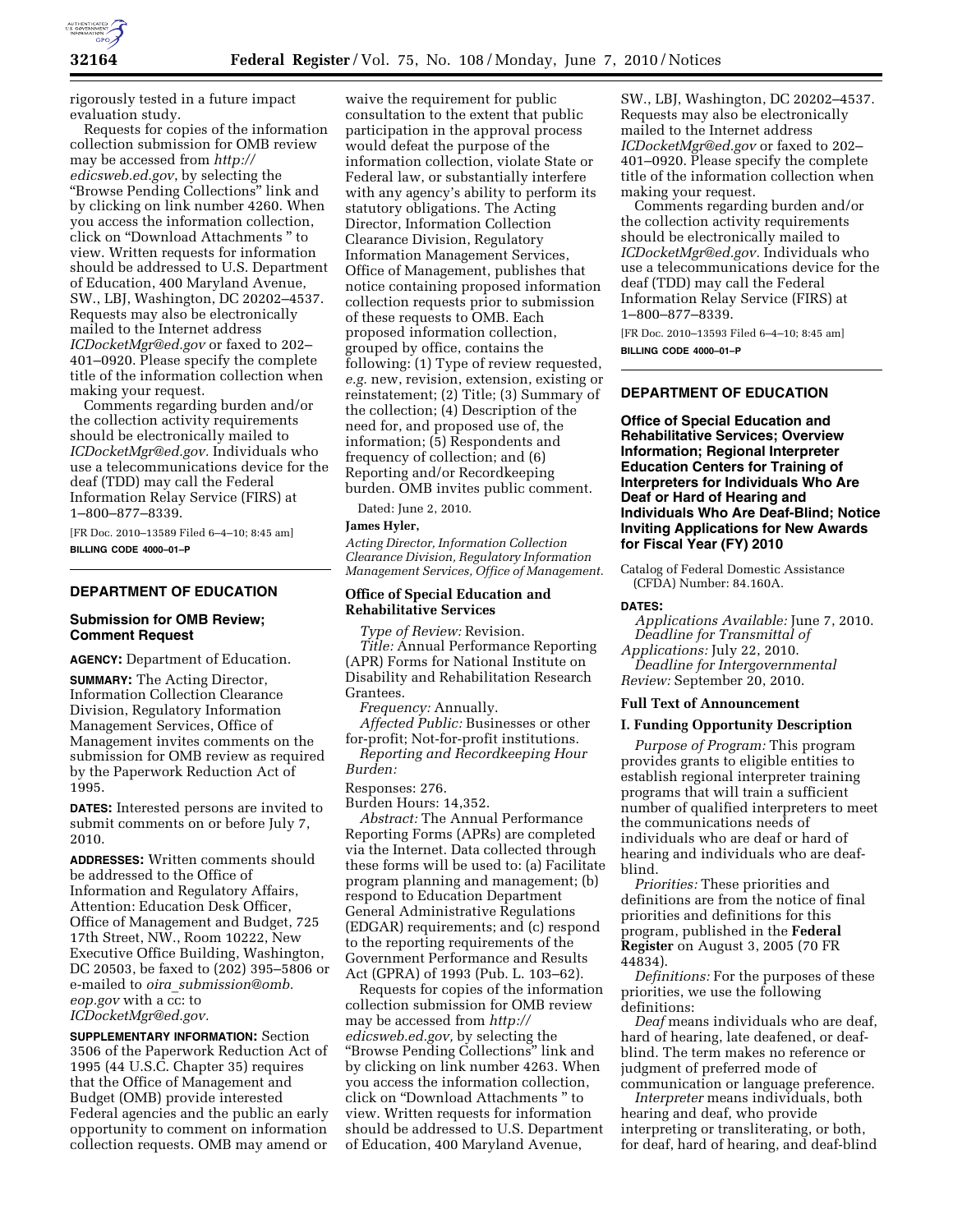rigorously tested in a future impact evaluation study.

Requests for copies of the information collection submission for OMB review may be accessed from *http://edicsweb.ed.gov*, by selecting the "Browse Pending Collections" link and by clicking on link number 4260. When you access the information collection, click on "Download Attachments " to view. Written requests for information should be addressed to U.S. Department of Education, 400 Maryland Avenue, SW., LBJ, Washington, DC 20202–4537. Requests may also be electronically mailed to the Internet address *ICDocketMgr@ed.gov* or faxed to 202–401–0920. Please specify the complete title of the information collection when making your request.

Comments regarding burden and/or the collection activity requirements should be electronically mailed to *ICDocketMgr@ed.gov*. Individuals who use a telecommunications device for the deaf (TDD) may call the Federal Information Relay Service (FIRS) at 1–800–877–8339.

[FR Doc. 2010–13589 Filed 6–4–10; 8:45 am]

**BILLING CODE 4000–01–P**

## DEPARTMENT OF EDUCATION

### Submission for OMB Review; Comment Request

**AGENCY:** Department of Education.

**SUMMARY:** The Acting Director, Information Collection Clearance Division, Regulatory Information Management Services, Office of Management invites comments on the submission for OMB review as required by the Paperwork Reduction Act of 1995.

**DATES:** Interested persons are invited to submit comments on or before July 7, 2010.

**ADDRESSES:** Written comments should be addressed to the Office of Information and Regulatory Affairs, Attention: Education Desk Officer, Office of Management and Budget, 725 17th Street, NW., Room 10222, New Executive Office Building, Washington, DC 20503, be faxed to (202) 395–5806 or e-mailed to *oira_submission@omb.eop.gov* with a cc: to *ICDocketMgr@ed.gov*.

**SUPPLEMENTARY INFORMATION:** Section 3506 of the Paperwork Reduction Act of 1995 (44 U.S.C. Chapter 35) requires that the Office of Management and Budget (OMB) provide interested Federal agencies and the public an early opportunity to comment on information collection requests. OMB may amend or waive the requirement for public consultation to the extent that public participation in the approval process would defeat the purpose of the information collection, violate State or Federal law, or substantially interfere with any agency's ability to perform its statutory obligations. The Acting Director, Information Collection Clearance Division, Regulatory Information Management Services, Office of Management, publishes that notice containing proposed information collection requests prior to submission of these requests to OMB. Each proposed information collection, grouped by office, contains the following: (1) Type of review requested, *e.g.* new, revision, extension, existing or reinstatement; (2) Title; (3) Summary of the collection; (4) Description of the need for, and proposed use of, the information; (5) Respondents and frequency of collection; and (6) Reporting and/or Recordkeeping burden. OMB invites public comment.

Dated: June 2, 2010.

**James Hyler,**

*Acting Director, Information Collection Clearance Division, Regulatory Information Management Services, Office of Management.*

### Office of Special Education and Rehabilitative Services

*Type of Review:* Revision.

*Title:* Annual Performance Reporting (APR) Forms for National Institute on Disability and Rehabilitation Research Grantees.

*Frequency:* Annually.

*Affected Public:* Businesses or other for-profit; Not-for-profit institutions.

*Reporting and Recordkeeping Hour Burden:*

Responses: 276.

Burden Hours: 14,352.

*Abstract:* The Annual Performance Reporting Forms (APRs) are completed via the Internet. Data collected through these forms will be used to: (a) Facilitate program planning and management; (b) respond to Education Department General Administrative Regulations (EDGAR) requirements; and (c) respond to the reporting requirements of the Government Performance and Results Act (GPRA) of 1993 (Pub. L. 103–62).

Requests for copies of the information collection submission for OMB review may be accessed from *http://edicsweb.ed.gov,* by selecting the "Browse Pending Collections" link and by clicking on link number 4263. When you access the information collection, click on "Download Attachments " to view. Written requests for information should be addressed to U.S. Department of Education, 400 Maryland Avenue, SW., LBJ, Washington, DC 20202–4537. Requests may also be electronically mailed to the Internet address *ICDocketMgr@ed.gov* or faxed to 202–401–0920. Please specify the complete title of the information collection when making your request.

Comments regarding burden and/or the collection activity requirements should be electronically mailed to *ICDocketMgr@ed.gov*. Individuals who use a telecommunications device for the deaf (TDD) may call the Federal Information Relay Service (FIRS) at 1–800–877–8339.

[FR Doc. 2010–13593 Filed 6–4–10; 8:45 am]

**BILLING CODE 4000–01–P**

## DEPARTMENT OF EDUCATION

### Office of Special Education and Rehabilitative Services; Overview Information; Regional Interpreter Education Centers for Training of Interpreters for Individuals Who Are Deaf or Hard of Hearing and Individuals Who Are Deaf-Blind; Notice Inviting Applications for New Awards for Fiscal Year (FY) 2010

Catalog of Federal Domestic Assistance (CFDA) Number: 84.160A.

**DATES:**

*Applications Available:* June 7, 2010.

*Deadline for Transmittal of Applications:* July 22, 2010.

*Deadline for Intergovernmental Review:* September 20, 2010.

**Full Text of Announcement**

**I. Funding Opportunity Description**

*Purpose of Program:* This program provides grants to eligible entities to establish regional interpreter training programs that will train a sufficient number of qualified interpreters to meet the communications needs of individuals who are deaf or hard of hearing and individuals who are deaf-blind.

*Priorities:* These priorities and definitions are from the notice of final priorities and definitions for this program, published in the **Federal Register** on August 3, 2005 (70 FR 44834).

*Definitions:* For the purposes of these priorities, we use the following definitions:

*Deaf* means individuals who are deaf, hard of hearing, late deafened, or deaf-blind. The term makes no reference or judgment of preferred mode of communication or language preference.

*Interpreter* means individuals, both hearing and deaf, who provide interpreting or transliterating, or both, for deaf, hard of hearing, and deaf-blind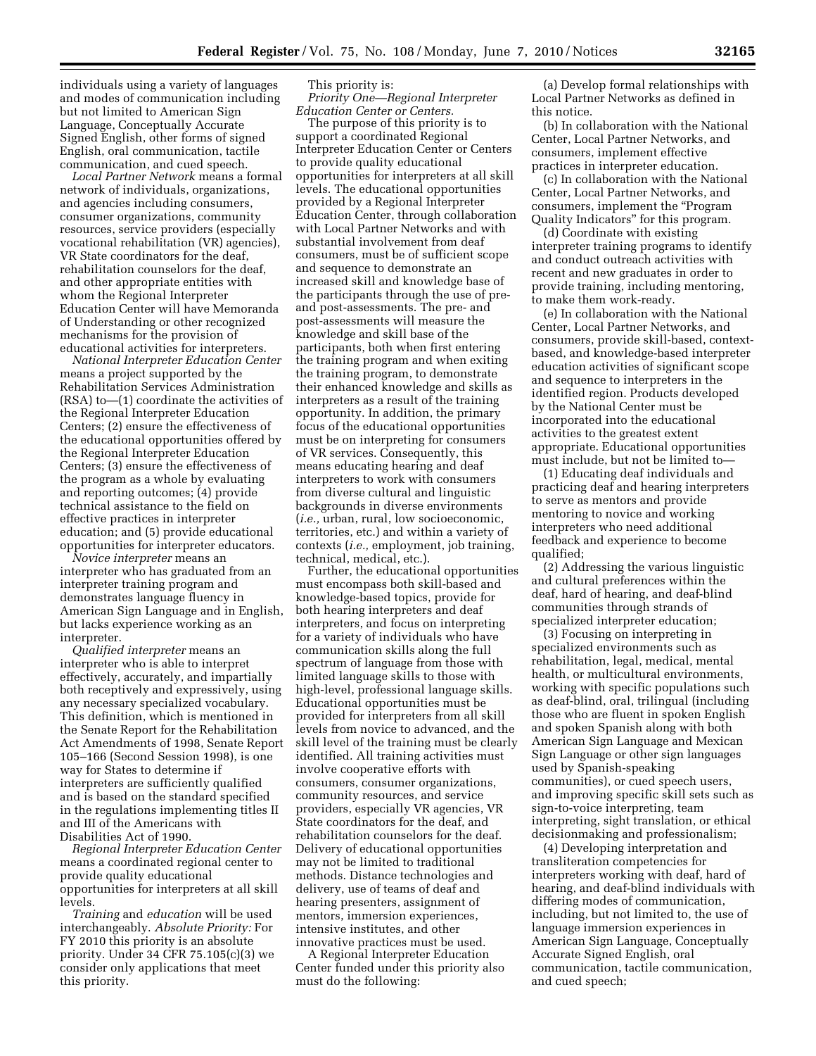individuals using a variety of languages and modes of communication including but not limited to American Sign Language, Conceptually Accurate Signed English, other forms of signed English, oral communication, tactile communication, and cued speech.

*Local Partner Network* means a formal network of individuals, organizations, and agencies including consumers, consumer organizations, community resources, service providers (especially vocational rehabilitation (VR) agencies), VR State coordinators for the deaf, rehabilitation counselors for the deaf, and other appropriate entities with whom the Regional Interpreter Education Center will have Memoranda of Understanding or other recognized mechanisms for the provision of educational activities for interpreters.

*National Interpreter Education Center* means a project supported by the Rehabilitation Services Administration (RSA) to—(1) coordinate the activities of the Regional Interpreter Education Centers; (2) ensure the effectiveness of the educational opportunities offered by the Regional Interpreter Education Centers; (3) ensure the effectiveness of the program as a whole by evaluating and reporting outcomes; (4) provide technical assistance to the field on effective practices in interpreter education; and (5) provide educational opportunities for interpreter educators.

*Novice interpreter* means an interpreter who has graduated from an interpreter training program and demonstrates language fluency in American Sign Language and in English, but lacks experience working as an interpreter.

*Qualified interpreter* means an interpreter who is able to interpret effectively, accurately, and impartially both receptively and expressively, using any necessary specialized vocabulary. This definition, which is mentioned in the Senate Report for the Rehabilitation Act Amendments of 1998, Senate Report 105–166 (Second Session 1998), is one way for States to determine if interpreters are sufficiently qualified and is based on the standard specified in the regulations implementing titles II and III of the Americans with Disabilities Act of 1990.

*Regional Interpreter Education Center* means a coordinated regional center to provide quality educational opportunities for interpreters at all skill levels.

*Training* and *education* will be used interchangeably. *Absolute Priority:* For FY 2010 this priority is an absolute priority. Under 34 CFR 75.105(c)(3) we consider only applications that meet this priority.

This priority is:

*Priority One—Regional Interpreter Education Center or Centers.*

The purpose of this priority is to support a coordinated Regional Interpreter Education Center or Centers to provide quality educational opportunities for interpreters at all skill levels. The educational opportunities provided by a Regional Interpreter Education Center, through collaboration with Local Partner Networks and with substantial involvement from deaf consumers, must be of sufficient scope and sequence to demonstrate an increased skill and knowledge base of the participants through the use of pre- and post-assessments. The pre- and post-assessments will measure the knowledge and skill base of the participants, both when first entering the training program and when exiting the training program, to demonstrate their enhanced knowledge and skills as interpreters as a result of the training opportunity. In addition, the primary focus of the educational opportunities must be on interpreting for consumers of VR services. Consequently, this means educating hearing and deaf interpreters to work with consumers from diverse cultural and linguistic backgrounds in diverse environments (*i.e.,* urban, rural, low socioeconomic, territories, etc.) and within a variety of contexts (*i.e.,* employment, job training, technical, medical, etc.).

Further, the educational opportunities must encompass both skill-based and knowledge-based topics, provide for both hearing interpreters and deaf interpreters, and focus on interpreting for a variety of individuals who have communication skills along the full spectrum of language from those with limited language skills to those with high-level, professional language skills. Educational opportunities must be provided for interpreters from all skill levels from novice to advanced, and the skill level of the training must be clearly identified. All training activities must involve cooperative efforts with consumers, consumer organizations, community resources, and service providers, especially VR agencies, VR State coordinators for the deaf, and rehabilitation counselors for the deaf. Delivery of educational opportunities may not be limited to traditional methods. Distance technologies and delivery, use of teams of deaf and hearing presenters, assignment of mentors, immersion experiences, intensive institutes, and other innovative practices must be used.

A Regional Interpreter Education Center funded under this priority also must do the following:

(a) Develop formal relationships with Local Partner Networks as defined in this notice.

(b) In collaboration with the National Center, Local Partner Networks, and consumers, implement effective practices in interpreter education.

(c) In collaboration with the National Center, Local Partner Networks, and consumers, implement the "Program Quality Indicators" for this program.

(d) Coordinate with existing interpreter training programs to identify and conduct outreach activities with recent and new graduates in order to provide training, including mentoring, to make them work-ready.

(e) In collaboration with the National Center, Local Partner Networks, and consumers, provide skill-based, context-based, and knowledge-based interpreter education activities of significant scope and sequence to interpreters in the identified region. Products developed by the National Center must be incorporated into the educational activities to the greatest extent appropriate. Educational opportunities must include, but not be limited to—

(1) Educating deaf individuals and practicing deaf and hearing interpreters to serve as mentors and provide mentoring to novice and working interpreters who need additional feedback and experience to become qualified;

(2) Addressing the various linguistic and cultural preferences within the deaf, hard of hearing, and deaf-blind communities through strands of specialized interpreter education;

(3) Focusing on interpreting in specialized environments such as rehabilitation, legal, medical, mental health, or multicultural environments, working with specific populations such as deaf-blind, oral, trilingual (including those who are fluent in spoken English and spoken Spanish along with both American Sign Language and Mexican Sign Language or other sign languages used by Spanish-speaking communities), or cued speech users, and improving specific skill sets such as sign-to-voice interpreting, team interpreting, sight translation, or ethical decisionmaking and professionalism;

(4) Developing interpretation and transliteration competencies for interpreters working with deaf, hard of hearing, and deaf-blind individuals with differing modes of communication, including, but not limited to, the use of language immersion experiences in American Sign Language, Conceptually Accurate Signed English, oral communication, tactile communication, and cued speech;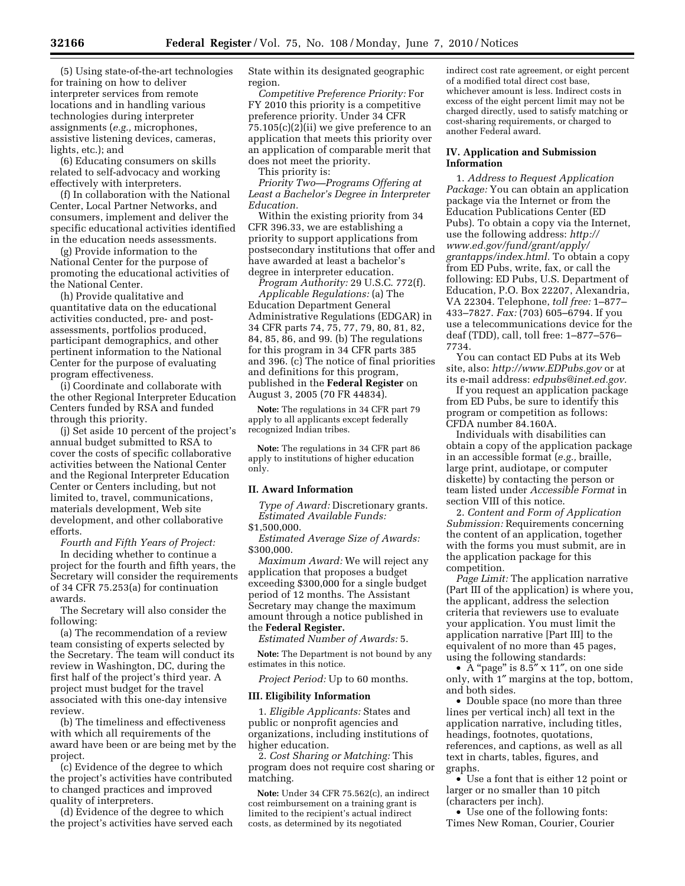(5) Using state-of-the-art technologies for training on how to deliver interpreter services from remote locations and in handling various technologies during interpreter assignments (*e.g.,* microphones, assistive listening devices, cameras, lights, etc.); and

(6) Educating consumers on skills related to self-advocacy and working effectively with interpreters.

(f) In collaboration with the National Center, Local Partner Networks, and consumers, implement and deliver the specific educational activities identified in the education needs assessments.

(g) Provide information to the National Center for the purpose of promoting the educational activities of the National Center.

(h) Provide qualitative and quantitative data on the educational activities conducted, pre- and post-assessments, portfolios produced, participant demographics, and other pertinent information to the National Center for the purpose of evaluating program effectiveness.

(i) Coordinate and collaborate with the other Regional Interpreter Education Centers funded by RSA and funded through this priority.

(j) Set aside 10 percent of the project's annual budget submitted to RSA to cover the costs of specific collaborative activities between the National Center and the Regional Interpreter Education Center or Centers including, but not limited to, travel, communications, materials development, Web site development, and other collaborative efforts.

*Fourth and Fifth Years of Project:*

In deciding whether to continue a project for the fourth and fifth years, the Secretary will consider the requirements of 34 CFR 75.253(a) for continuation awards.

The Secretary will also consider the following:

(a) The recommendation of a review team consisting of experts selected by the Secretary. The team will conduct its review in Washington, DC, during the first half of the project's third year. A project must budget for the travel associated with this one-day intensive review.

(b) The timeliness and effectiveness with which all requirements of the award have been or are being met by the project.

(c) Evidence of the degree to which the project's activities have contributed to changed practices and improved quality of interpreters.

(d) Evidence of the degree to which the project's activities have served each State within its designated geographic region.

*Competitive Preference Priority:* For FY 2010 this priority is a competitive preference priority. Under 34 CFR 75.105(c)(2)(ii) we give preference to an application that meets this priority over an application of comparable merit that does not meet the priority.

This priority is:

*Priority Two—Programs Offering at Least a Bachelor's Degree in Interpreter Education.*

Within the existing priority from 34 CFR 396.33, we are establishing a priority to support applications from postsecondary institutions that offer and have awarded at least a bachelor's degree in interpreter education.

*Program Authority:* 29 U.S.C. 772(f).

*Applicable Regulations:* (a) The Education Department General Administrative Regulations (EDGAR) in 34 CFR parts 74, 75, 77, 79, 80, 81, 82, 84, 85, 86, and 99. (b) The regulations for this program in 34 CFR parts 385 and 396. (c) The notice of final priorities and definitions for this program, published in the **Federal Register** on August 3, 2005 (70 FR 44834).

**Note:** The regulations in 34 CFR part 79 apply to all applicants except federally recognized Indian tribes.

**Note:** The regulations in 34 CFR part 86 apply to institutions of higher education only.

## II. Award Information

*Type of Award:* Discretionary grants.

*Estimated Available Funds:* $1,500,000.

*Estimated Average Size of Awards:* $300,000.

*Maximum Award:* We will reject any application that proposes a budget exceeding $300,000 for a single budget period of 12 months. The Assistant Secretary may change the maximum amount through a notice published in the **Federal Register.**

*Estimated Number of Awards:* 5.

**Note:** The Department is not bound by any estimates in this notice.

*Project Period:* Up to 60 months.

## III. Eligibility Information

1. *Eligible Applicants:* States and public or nonprofit agencies and organizations, including institutions of higher education.

2. *Cost Sharing or Matching:* This program does not require cost sharing or matching.

**Note:** Under 34 CFR 75.562(c), an indirect cost reimbursement on a training grant is limited to the recipient's actual indirect costs, as determined by its negotiated indirect cost rate agreement, or eight percent of a modified total direct cost base, whichever amount is less. Indirect costs in excess of the eight percent limit may not be charged directly, used to satisfy matching or cost-sharing requirements, or charged to another Federal award.

## IV. Application and Submission Information

1. *Address to Request Application Package:* You can obtain an application package via the Internet or from the Education Publications Center (ED Pubs). To obtain a copy via the Internet, use the following address: *http://www.ed.gov/fund/grant/apply/grantapps/index.html.* To obtain a copy from ED Pubs, write, fax, or call the following: ED Pubs, U.S. Department of Education, P.O. Box 22207, Alexandria, VA 22304. Telephone, *toll free:* 1–877–433–7827. *Fax:* (703) 605–6794. If you use a telecommunications device for the deaf (TDD), call, toll free: 1–877–576–7734.

You can contact ED Pubs at its Web site, also: *http://www.EDPubs.gov* or at its e-mail address: *edpubs@inet.ed.gov.*

If you request an application package from ED Pubs, be sure to identify this program or competition as follows: CFDA number 84.160A.

Individuals with disabilities can obtain a copy of the application package in an accessible format (*e.g.,* braille, large print, audiotape, or computer diskette) by contacting the person or team listed under *Accessible Format* in section VIII of this notice.

2. *Content and Form of Application Submission:* Requirements concerning the content of an application, together with the forms you must submit, are in the application package for this competition.

*Page Limit:* The application narrative (Part III of the application) is where you, the applicant, address the selection criteria that reviewers use to evaluate your application. You must limit the application narrative [Part III] to the equivalent of no more than 45 pages, using the following standards:

- A "page" is 8.5″ x 11″, on one side only, with 1″ margins at the top, bottom, and both sides.
- Double space (no more than three lines per vertical inch) all text in the application narrative, including titles, headings, footnotes, quotations, references, and captions, as well as all text in charts, tables, figures, and graphs.
- Use a font that is either 12 point or larger or no smaller than 10 pitch (characters per inch).
- Use one of the following fonts: Times New Roman, Courier, Courier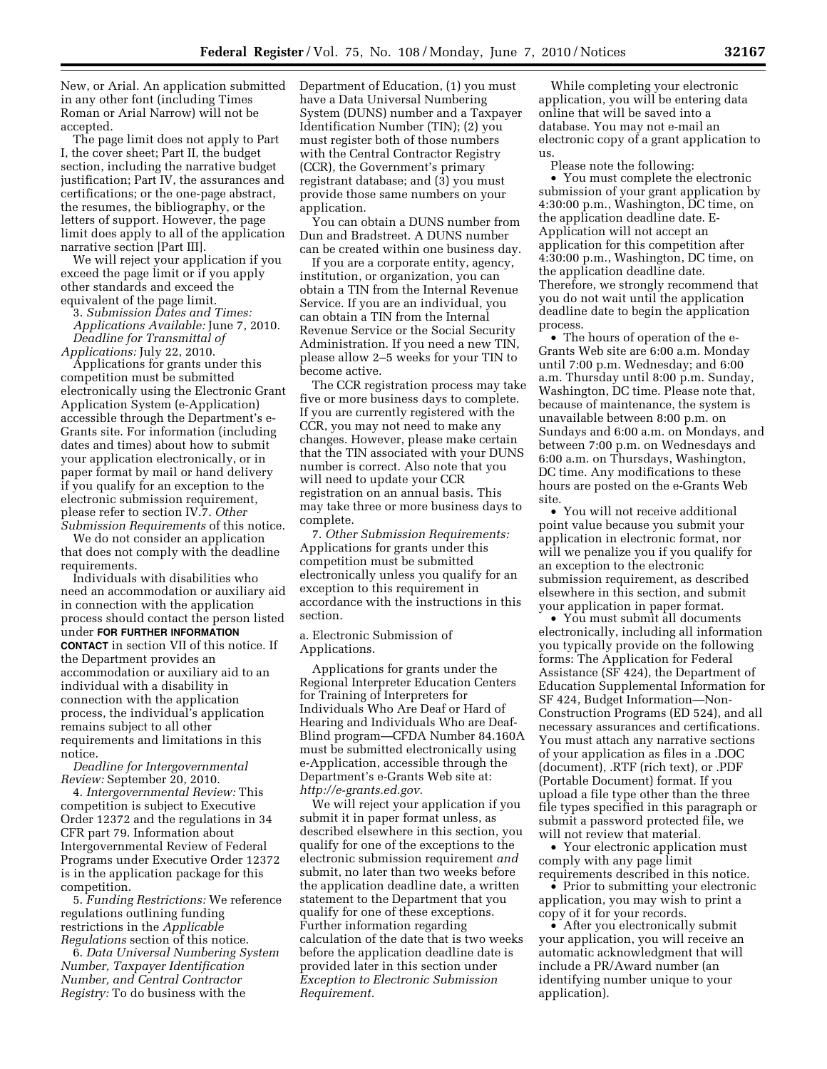New, or Arial. An application submitted in any other font (including Times Roman or Arial Narrow) will not be accepted.

The page limit does not apply to Part I, the cover sheet; Part II, the budget section, including the narrative budget justification; Part IV, the assurances and certifications; or the one-page abstract, the resumes, the bibliography, or the letters of support. However, the page limit does apply to all of the application narrative section [Part III].

We will reject your application if you exceed the page limit or if you apply other standards and exceed the equivalent of the page limit.

3. *Submission Dates and Times:*
*Applications Available:* June 7, 2010.
*Deadline for Transmittal of Applications:* July 22, 2010.

Applications for grants under this competition must be submitted electronically using the Electronic Grant Application System (e-Application) accessible through the Department's e-Grants site. For information (including dates and times) about how to submit your application electronically, or in paper format by mail or hand delivery if you qualify for an exception to the electronic submission requirement, please refer to section IV.7. *Other Submission Requirements* of this notice.

We do not consider an application that does not comply with the deadline requirements.

Individuals with disabilities who need an accommodation or auxiliary aid in connection with the application process should contact the person listed under **FOR FURTHER INFORMATION CONTACT** in section VII of this notice. If the Department provides an accommodation or auxiliary aid to an individual with a disability in connection with the application process, the individual's application remains subject to all other requirements and limitations in this notice.

*Deadline for Intergovernmental Review:* September 20, 2010.

4. *Intergovernmental Review:* This competition is subject to Executive Order 12372 and the regulations in 34 CFR part 79. Information about Intergovernmental Review of Federal Programs under Executive Order 12372 is in the application package for this competition.

5. *Funding Restrictions:* We reference regulations outlining funding restrictions in the *Applicable Regulations* section of this notice.

6. *Data Universal Numbering System Number, Taxpayer Identification Number, and Central Contractor Registry:* To do business with the Department of Education, (1) you must have a Data Universal Numbering System (DUNS) number and a Taxpayer Identification Number (TIN); (2) you must register both of those numbers with the Central Contractor Registry (CCR), the Government's primary registrant database; and (3) you must provide those same numbers on your application.

You can obtain a DUNS number from Dun and Bradstreet. A DUNS number can be created within one business day.

If you are a corporate entity, agency, institution, or organization, you can obtain a TIN from the Internal Revenue Service. If you are an individual, you can obtain a TIN from the Internal Revenue Service or the Social Security Administration. If you need a new TIN, please allow 2–5 weeks for your TIN to become active.

The CCR registration process may take five or more business days to complete. If you are currently registered with the CCR, you may not need to make any changes. However, please make certain that the TIN associated with your DUNS number is correct. Also note that you will need to update your CCR registration on an annual basis. This may take three or more business days to complete.

7. *Other Submission Requirements:* Applications for grants under this competition must be submitted electronically unless you qualify for an exception to this requirement in accordance with the instructions in this section.

a. Electronic Submission of Applications.

Applications for grants under the Regional Interpreter Education Centers for Training of Interpreters for Individuals Who Are Deaf or Hard of Hearing and Individuals Who are Deaf-Blind program—CFDA Number 84.160A must be submitted electronically using e-Application, accessible through the Department's e-Grants Web site at: *http://e-grants.ed.gov.*

We will reject your application if you submit it in paper format unless, as described elsewhere in this section, you qualify for one of the exceptions to the electronic submission requirement *and* submit, no later than two weeks before the application deadline date, a written statement to the Department that you qualify for one of these exceptions. Further information regarding calculation of the date that is two weeks before the application deadline date is provided later in this section under *Exception to Electronic Submission Requirement.*

While completing your electronic application, you will be entering data online that will be saved into a database. You may not e-mail an electronic copy of a grant application to us.

Please note the following:

- You must complete the electronic submission of your grant application by 4:30:00 p.m., Washington, DC time, on the application deadline date. E-Application will not accept an application for this competition after 4:30:00 p.m., Washington, DC time, on the application deadline date. Therefore, we strongly recommend that you do not wait until the application deadline date to begin the application process.
- The hours of operation of the e-Grants Web site are 6:00 a.m. Monday until 7:00 p.m. Wednesday; and 6:00 a.m. Thursday until 8:00 p.m. Sunday, Washington, DC time. Please note that, because of maintenance, the system is unavailable between 8:00 p.m. on Sundays and 6:00 a.m. on Mondays, and between 7:00 p.m. on Wednesdays and 6:00 a.m. on Thursdays, Washington, DC time. Any modifications to these hours are posted on the e-Grants Web site.
- You will not receive additional point value because you submit your application in electronic format, nor will we penalize you if you qualify for an exception to the electronic submission requirement, as described elsewhere in this section, and submit your application in paper format.
- You must submit all documents electronically, including all information you typically provide on the following forms: The Application for Federal Assistance (SF 424), the Department of Education Supplemental Information for SF 424, Budget Information—Non-Construction Programs (ED 524), and all necessary assurances and certifications. You must attach any narrative sections of your application as files in a .DOC (document), .RTF (rich text), or .PDF (Portable Document) format. If you upload a file type other than the three file types specified in this paragraph or submit a password protected file, we will not review that material.
- Your electronic application must comply with any page limit requirements described in this notice.
- Prior to submitting your electronic application, you may wish to print a copy of it for your records.
- After you electronically submit your application, you will receive an automatic acknowledgment that will include a PR/Award number (an identifying number unique to your application).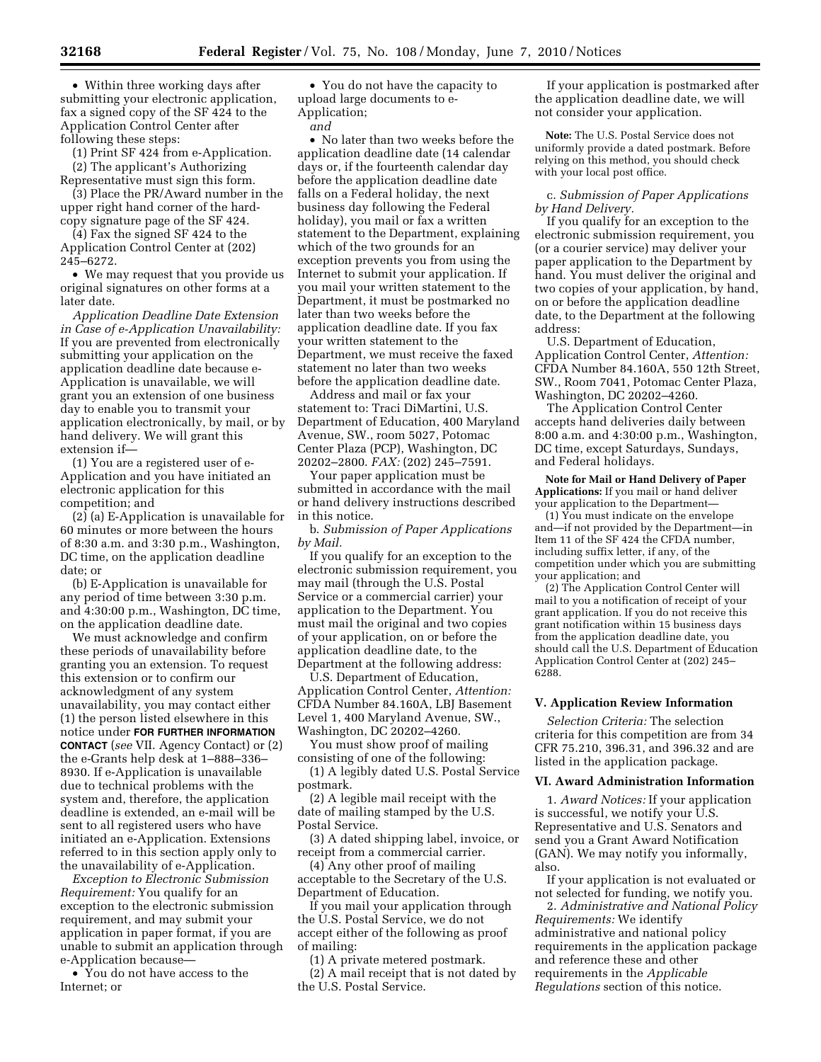• Within three working days after submitting your electronic application, fax a signed copy of the SF 424 to the Application Control Center after following these steps:

(1) Print SF 424 from e-Application.

(2) The applicant's Authorizing Representative must sign this form.

(3) Place the PR/Award number in the upper right hand corner of the hard-copy signature page of the SF 424.

(4) Fax the signed SF 424 to the Application Control Center at (202) 245–6272.

• We may request that you provide us original signatures on other forms at a later date.

*Application Deadline Date Extension in Case of e-Application Unavailability:* If you are prevented from electronically submitting your application on the application deadline date because e-Application is unavailable, we will grant you an extension of one business day to enable you to transmit your application electronically, by mail, or by hand delivery. We will grant this extension if—

(1) You are a registered user of e-Application and you have initiated an electronic application for this competition; and

(2) (a) E-Application is unavailable for 60 minutes or more between the hours of 8:30 a.m. and 3:30 p.m., Washington, DC time, on the application deadline date; or

(b) E-Application is unavailable for any period of time between 3:30 p.m. and 4:30:00 p.m., Washington, DC time, on the application deadline date.

We must acknowledge and confirm these periods of unavailability before granting you an extension. To request this extension or to confirm our acknowledgment of any system unavailability, you may contact either (1) the person listed elsewhere in this notice under **FOR FURTHER INFORMATION CONTACT** (*see* VII. Agency Contact) or (2) the e-Grants help desk at 1–888–336–8930. If e-Application is unavailable due to technical problems with the system and, therefore, the application deadline is extended, an e-mail will be sent to all registered users who have initiated an e-Application. Extensions referred to in this section apply only to the unavailability of e-Application.

*Exception to Electronic Submission Requirement:* You qualify for an exception to the electronic submission requirement, and may submit your application in paper format, if you are unable to submit an application through e-Application because—

• You do not have access to the Internet; or

• You do not have the capacity to upload large documents to e-Application;

*and*

• No later than two weeks before the application deadline date (14 calendar days or, if the fourteenth calendar day before the application deadline date falls on a Federal holiday, the next business day following the Federal holiday), you mail or fax a written statement to the Department, explaining which of the two grounds for an exception prevents you from using the Internet to submit your application. If you mail your written statement to the Department, it must be postmarked no later than two weeks before the application deadline date. If you fax your written statement to the Department, we must receive the faxed statement no later than two weeks before the application deadline date.

Address and mail or fax your statement to: Traci DiMartini, U.S. Department of Education, 400 Maryland Avenue, SW., room 5027, Potomac Center Plaza (PCP), Washington, DC 20202–2800. *FAX:* (202) 245–7591.

Your paper application must be submitted in accordance with the mail or hand delivery instructions described in this notice.

b. *Submission of Paper Applications by Mail.*

If you qualify for an exception to the electronic submission requirement, you may mail (through the U.S. Postal Service or a commercial carrier) your application to the Department. You must mail the original and two copies of your application, on or before the application deadline date, to the Department at the following address:

U.S. Department of Education, Application Control Center, *Attention:* CFDA Number 84.160A, LBJ Basement Level 1, 400 Maryland Avenue, SW., Washington, DC 20202–4260.

You must show proof of mailing consisting of one of the following:

(1) A legibly dated U.S. Postal Service postmark.

(2) A legible mail receipt with the date of mailing stamped by the U.S. Postal Service.

(3) A dated shipping label, invoice, or receipt from a commercial carrier.

(4) Any other proof of mailing acceptable to the Secretary of the U.S. Department of Education.

If you mail your application through the U.S. Postal Service, we do not accept either of the following as proof of mailing:

(1) A private metered postmark.

(2) A mail receipt that is not dated by the U.S. Postal Service.

If your application is postmarked after the application deadline date, we will not consider your application.

**Note:** The U.S. Postal Service does not uniformly provide a dated postmark. Before relying on this method, you should check with your local post office.

c. *Submission of Paper Applications by Hand Delivery.*

If you qualify for an exception to the electronic submission requirement, you (or a courier service) may deliver your paper application to the Department by hand. You must deliver the original and two copies of your application, by hand, on or before the application deadline date, to the Department at the following address:

U.S. Department of Education, Application Control Center, *Attention:* CFDA Number 84.160A, 550 12th Street, SW., Room 7041, Potomac Center Plaza, Washington, DC 20202–4260.

The Application Control Center accepts hand deliveries daily between 8:00 a.m. and 4:30:00 p.m., Washington, DC time, except Saturdays, Sundays, and Federal holidays.

**Note for Mail or Hand Delivery of Paper Applications:** If you mail or hand deliver your application to the Department—

(1) You must indicate on the envelope and—if not provided by the Department—in Item 11 of the SF 424 the CFDA number, including suffix letter, if any, of the competition under which you are submitting your application; and

(2) The Application Control Center will mail to you a notification of receipt of your grant application. If you do not receive this grant notification within 15 business days from the application deadline date, you should call the U.S. Department of Education Application Control Center at (202) 245–6288.

## V. Application Review Information

*Selection Criteria:* The selection criteria for this competition are from 34 CFR 75.210, 396.31, and 396.32 and are listed in the application package.

## VI. Award Administration Information

1. *Award Notices:* If your application is successful, we notify your U.S. Representative and U.S. Senators and send you a Grant Award Notification (GAN). We may notify you informally, also.

If your application is not evaluated or not selected for funding, we notify you.

2. *Administrative and National Policy Requirements:* We identify administrative and national policy requirements in the application package and reference these and other requirements in the *Applicable Regulations* section of this notice.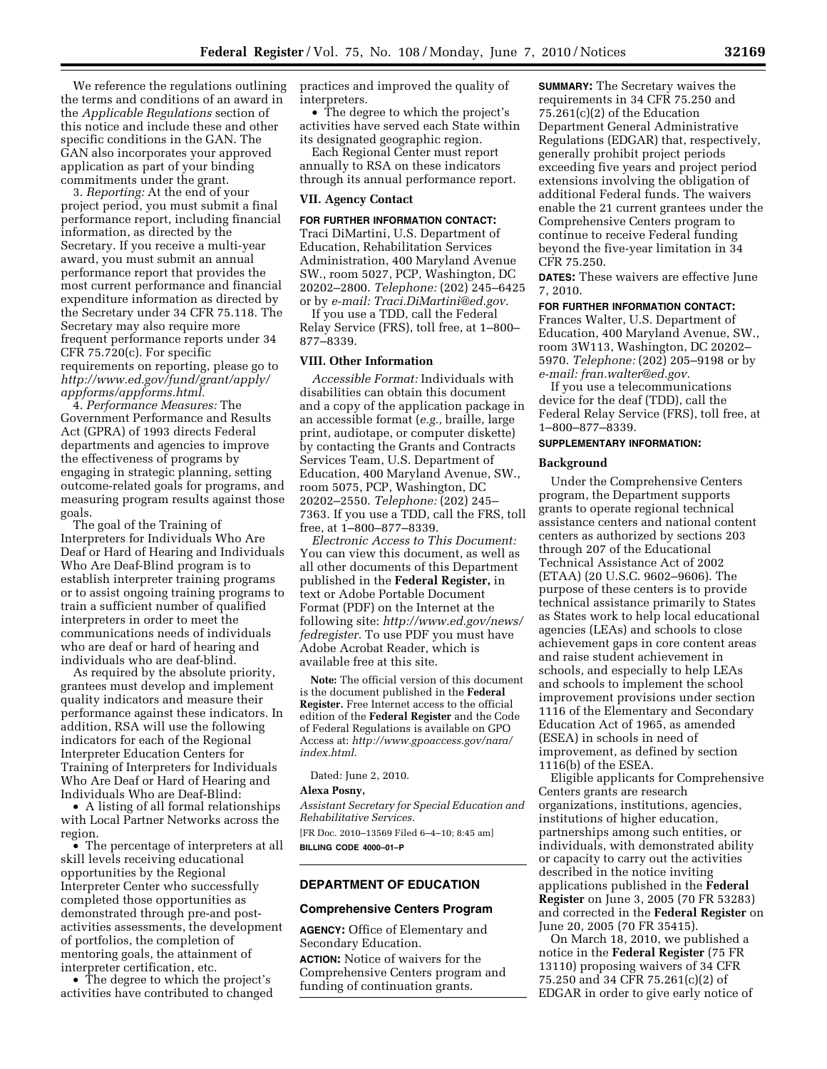We reference the regulations outlining the terms and conditions of an award in the *Applicable Regulations* section of this notice and include these and other specific conditions in the GAN. The GAN also incorporates your approved application as part of your binding commitments under the grant.

3. *Reporting:* At the end of your project period, you must submit a final performance report, including financial information, as directed by the Secretary. If you receive a multi-year award, you must submit an annual performance report that provides the most current performance and financial expenditure information as directed by the Secretary under 34 CFR 75.118. The Secretary may also require more frequent performance reports under 34 CFR 75.720(c). For specific requirements on reporting, please go to *http://www.ed.gov/fund/grant/apply/appforms/appforms.html.*

4. *Performance Measures:* The Government Performance and Results Act (GPRA) of 1993 directs Federal departments and agencies to improve the effectiveness of programs by engaging in strategic planning, setting outcome-related goals for programs, and measuring program results against those goals.

The goal of the Training of Interpreters for Individuals Who Are Deaf or Hard of Hearing and Individuals Who Are Deaf-Blind program is to establish interpreter training programs or to assist ongoing training programs to train a sufficient number of qualified interpreters in order to meet the communications needs of individuals who are deaf or hard of hearing and individuals who are deaf-blind.

As required by the absolute priority, grantees must develop and implement quality indicators and measure their performance against these indicators. In addition, RSA will use the following indicators for each of the Regional Interpreter Education Centers for Training of Interpreters for Individuals Who Are Deaf or Hard of Hearing and Individuals Who are Deaf-Blind:

- A listing of all formal relationships with Local Partner Networks across the region.
- The percentage of interpreters at all skill levels receiving educational opportunities by the Regional Interpreter Center who successfully completed those opportunities as demonstrated through pre-and post-activities assessments, the development of portfolios, the completion of mentoring goals, the attainment of interpreter certification, etc.
- The degree to which the project's activities have contributed to changed practices and improved the quality of interpreters.
- The degree to which the project's activities have served each State within its designated geographic region.

Each Regional Center must report annually to RSA on these indicators through its annual performance report.

## VII. Agency Contact

**FOR FURTHER INFORMATION CONTACT:** Traci DiMartini, U.S. Department of Education, Rehabilitation Services Administration, 400 Maryland Avenue SW., room 5027, PCP, Washington, DC 20202–2800. *Telephone:* (202) 245–6425 or by *e-mail: Traci.DiMartini@ed.gov.*

If you use a TDD, call the Federal Relay Service (FRS), toll free, at 1–800–877–8339.

## VIII. Other Information

*Accessible Format:* Individuals with disabilities can obtain this document and a copy of the application package in an accessible format (*e.g.,* braille, large print, audiotape, or computer diskette) by contacting the Grants and Contracts Services Team, U.S. Department of Education, 400 Maryland Avenue, SW., room 5075, PCP, Washington, DC 20202–2550. *Telephone:* (202) 245–7363. If you use a TDD, call the FRS, toll free, at 1–800–877–8339.

*Electronic Access to This Document:* You can view this document, as well as all other documents of this Department published in the **Federal Register,** in text or Adobe Portable Document Format (PDF) on the Internet at the following site: *http://www.ed.gov/news/fedregister.* To use PDF you must have Adobe Acrobat Reader, which is available free at this site.

**Note:** The official version of this document is the document published in the **Federal Register.** Free Internet access to the official edition of the **Federal Register** and the Code of Federal Regulations is available on GPO Access at: *http://www.gpoaccess.gov/nara/index.html.*

Dated: June 2, 2010.

**Alexa Posny,**

*Assistant Secretary for Special Education and Rehabilitative Services.*

[FR Doc. 2010–13569 Filed 6–4–10; 8:45 am]

**BILLING CODE 4000–01–P**

---

# DEPARTMENT OF EDUCATION

## Comprehensive Centers Program

**AGENCY:** Office of Elementary and Secondary Education.

**ACTION:** Notice of waivers for the Comprehensive Centers program and funding of continuation grants.

**SUMMARY:** The Secretary waives the requirements in 34 CFR 75.250 and 75.261(c)(2) of the Education Department General Administrative Regulations (EDGAR) that, respectively, generally prohibit project periods exceeding five years and project period extensions involving the obligation of additional Federal funds. The waivers enable the 21 current grantees under the Comprehensive Centers program to continue to receive Federal funding beyond the five-year limitation in 34 CFR 75.250.

**DATES:** These waivers are effective June 7, 2010.

**FOR FURTHER INFORMATION CONTACT:** Frances Walter, U.S. Department of Education, 400 Maryland Avenue, SW., room 3W113, Washington, DC 20202–5970. *Telephone:* (202) 205–9198 or by *e-mail: fran.walter@ed.gov.*

If you use a telecommunications device for the deaf (TDD), call the Federal Relay Service (FRS), toll free, at 1–800–877–8339.

**SUPPLEMENTARY INFORMATION:**

### Background

Under the Comprehensive Centers program, the Department supports grants to operate regional technical assistance centers and national content centers as authorized by sections 203 through 207 of the Educational Technical Assistance Act of 2002 (ETAA) (20 U.S.C. 9602–9606). The purpose of these centers is to provide technical assistance primarily to States as States work to help local educational agencies (LEAs) and schools to close achievement gaps in core content areas and raise student achievement in schools, and especially to help LEAs and schools to implement the school improvement provisions under section 1116 of the Elementary and Secondary Education Act of 1965, as amended (ESEA) in schools in need of improvement, as defined by section 1116(b) of the ESEA.

Eligible applicants for Comprehensive Centers grants are research organizations, institutions, agencies, institutions of higher education, partnerships among such entities, or individuals, with demonstrated ability or capacity to carry out the activities described in the notice inviting applications published in the **Federal Register** on June 3, 2005 (70 FR 53283) and corrected in the **Federal Register** on June 20, 2005 (70 FR 35415).

On March 18, 2010, we published a notice in the **Federal Register** (75 FR 13110) proposing waivers of 34 CFR 75.250 and 34 CFR 75.261(c)(2) of EDGAR in order to give early notice of